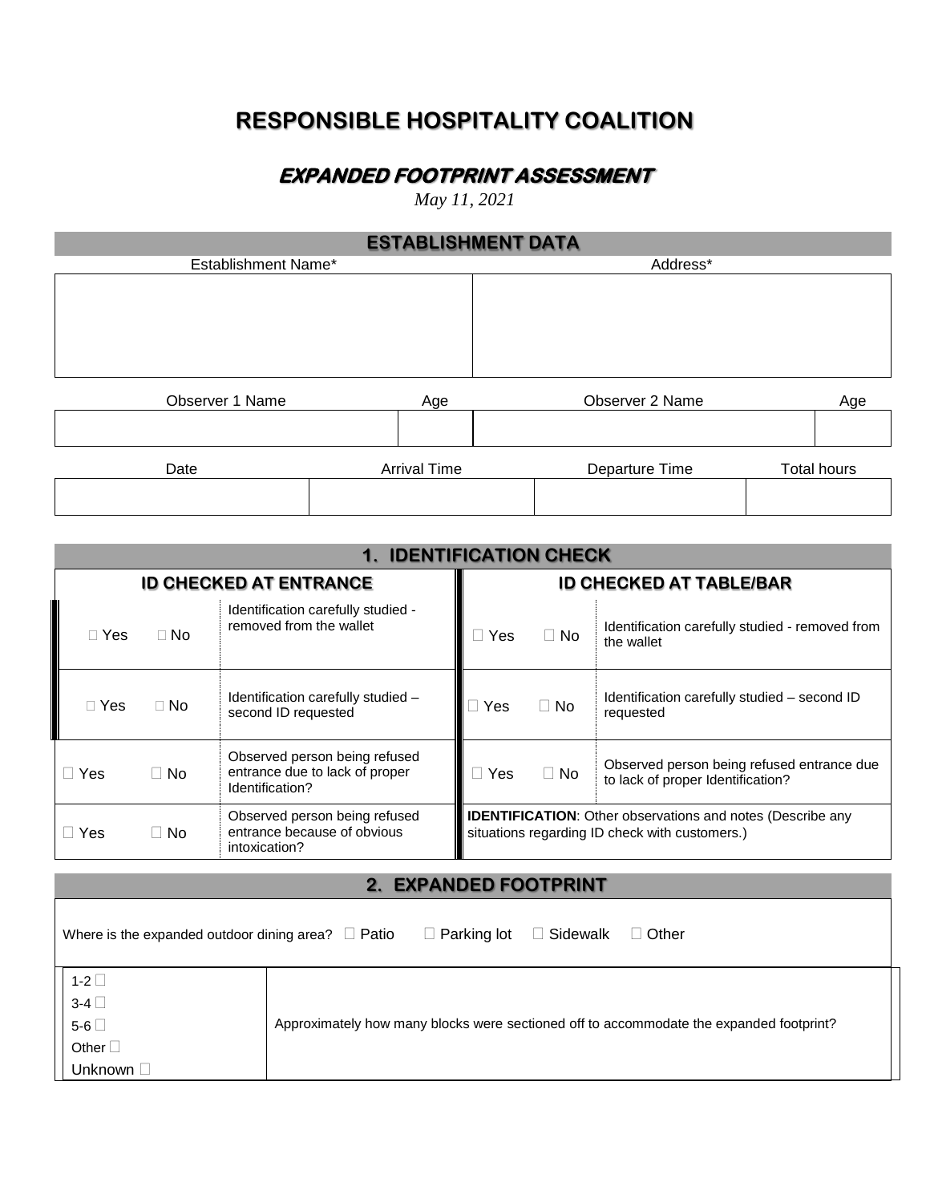# RESPONSIBLE HOSPITALITY COALITION

## *EXPANDED FOOTPRINT ASSESSMENT*

*May 11, 2021*

### ESTABLISHMENT DATA

| Establishment Name* | Address* |
|---|---|
| | |

| Observer 1 Name | Age | Observer 2 Name | Age |
|---|---|---|---|
| | | | |

| Date | Arrival Time | Departure Time | Total hours |
|---|---|---|---|
| | | | |

### 1. IDENTIFICATION CHECK

| ID CHECKED AT ENTRANCE | | | ID CHECKED AT TABLE/BAR | | |
|---|---|---|---|---|---|
| ☐ Yes | ☐ No | Identification carefully studied - removed from the wallet | ☐ Yes | ☐ No | Identification carefully studied - removed from the wallet |
| ☐ Yes | ☐ No | Identification carefully studied – second ID requested | ☐ Yes | ☐ No | Identification carefully studied – second ID requested |
| ☐ Yes | ☐ No | Observed person being refused entrance due to lack of proper Identification? | ☐ Yes | ☐ No | Observed person being refused entrance due to lack of proper Identification? |
| ☐ Yes | ☐ No | Observed person being refused entrance because of obvious intoxication? | **IDENTIFICATION**: Other observations and notes (Describe any situations regarding ID check with customers.) | | |

### 2. EXPANDED FOOTPRINT

Where is the expanded outdoor dining area? ☐ Patio ☐ Parking lot ☐ Sidewalk ☐ Other

| | |
|---|---|
| 1-2 ☐<br>3-4 ☐<br>5-6 ☐<br>Other ☐<br>Unknown ☐ | Approximately how many blocks were sectioned off to accommodate the expanded footprint? |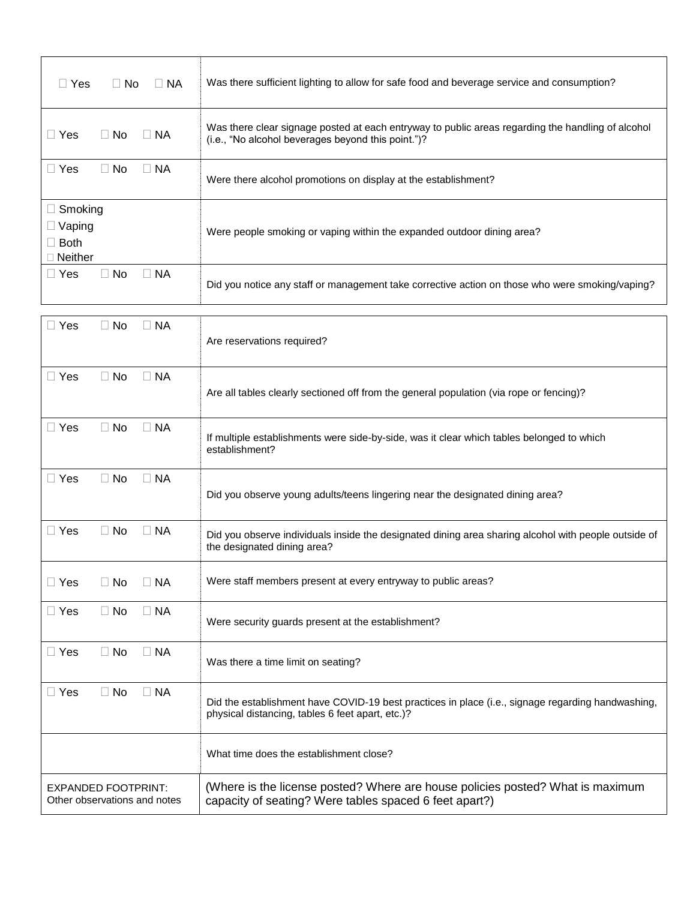| | |
|---|---|
| ☐ Yes ☐ No ☐ NA | Was there sufficient lighting to allow for safe food and beverage service and consumption? |
| ☐ Yes ☐ No ☐ NA | Was there clear signage posted at each entryway to public areas regarding the handling of alcohol (i.e., "No alcohol beverages beyond this point.")? |
| ☐ Yes ☐ No ☐ NA | Were there alcohol promotions on display at the establishment? |
| ☐ Smoking<br>☐ Vaping<br>☐ Both<br>☐ Neither | Were people smoking or vaping within the expanded outdoor dining area? |
| ☐ Yes ☐ No ☐ NA | Did you notice any staff or management take corrective action on those who were smoking/vaping? |

| | |
|---|---|
| ☐ Yes ☐ No ☐ NA | Are reservations required? |
| ☐ Yes ☐ No ☐ NA | Are all tables clearly sectioned off from the general population (via rope or fencing)? |
| ☐ Yes ☐ No ☐ NA | If multiple establishments were side-by-side, was it clear which tables belonged to which establishment? |
| ☐ Yes ☐ No ☐ NA | Did you observe young adults/teens lingering near the designated dining area? |
| ☐ Yes ☐ No ☐ NA | Did you observe individuals inside the designated dining area sharing alcohol with people outside of the designated dining area? |
| ☐ Yes ☐ No ☐ NA | Were staff members present at every entryway to public areas? |
| ☐ Yes ☐ No ☐ NA | Were security guards present at the establishment? |
| ☐ Yes ☐ No ☐ NA | Was there a time limit on seating? |
| ☐ Yes ☐ No ☐ NA | Did the establishment have COVID-19 best practices in place (i.e., signage regarding handwashing, physical distancing, tables 6 feet apart, etc.)? |
| | What time does the establishment close? |
| EXPANDED FOOTPRINT:<br>Other observations and notes | (Where is the license posted? Where are house policies posted? What is maximum capacity of seating? Were tables spaced 6 feet apart?) |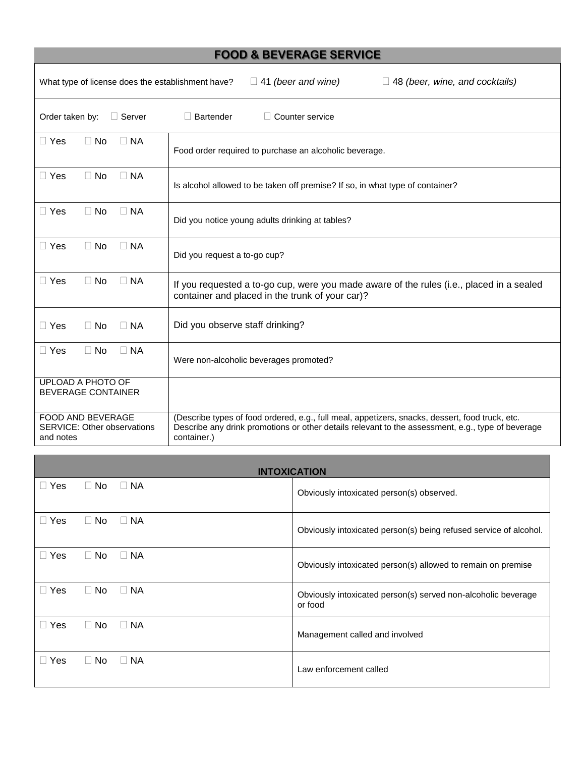## FOOD & BEVERAGE SERVICE

What type of license does the establishment have? ☐ 41 *(beer and wine)* ☐ 48 *(beer, wine, and cocktails)*

Order taken by: ☐ Server ☐ Bartender ☐ Counter service

| | |
|---|---|
| ☐ Yes ☐ No ☐ NA | Food order required to purchase an alcoholic beverage. |
| ☐ Yes ☐ No ☐ NA | Is alcohol allowed to be taken off premise? If so, in what type of container? |
| ☐ Yes ☐ No ☐ NA | Did you notice young adults drinking at tables? |
| ☐ Yes ☐ No ☐ NA | Did you request a to-go cup? |
| ☐ Yes ☐ No ☐ NA | If you requested a to-go cup, were you made aware of the rules (i.e., placed in a sealed container and placed in the trunk of your car)? |
| ☐ Yes ☐ No ☐ NA | Did you observe staff drinking? |
| ☐ Yes ☐ No ☐ NA | Were non-alcoholic beverages promoted? |
| UPLOAD A PHOTO OF BEVERAGE CONTAINER | |
| FOOD AND BEVERAGE SERVICE: Other observations and notes | (Describe types of food ordered, e.g., full meal, appetizers, snacks, dessert, food truck, etc. Describe any drink promotions or other details relevant to the assessment, e.g., type of beverage container.) |

## INTOXICATION

| | |
|---|---|
| ☐ Yes ☐ No ☐ NA | Obviously intoxicated person(s) observed. |
| ☐ Yes ☐ No ☐ NA | Obviously intoxicated person(s) being refused service of alcohol. |
| ☐ Yes ☐ No ☐ NA | Obviously intoxicated person(s) allowed to remain on premise |
| ☐ Yes ☐ No ☐ NA | Obviously intoxicated person(s) served non-alcoholic beverage or food |
| ☐ Yes ☐ No ☐ NA | Management called and involved |
| ☐ Yes ☐ No ☐ NA | Law enforcement called |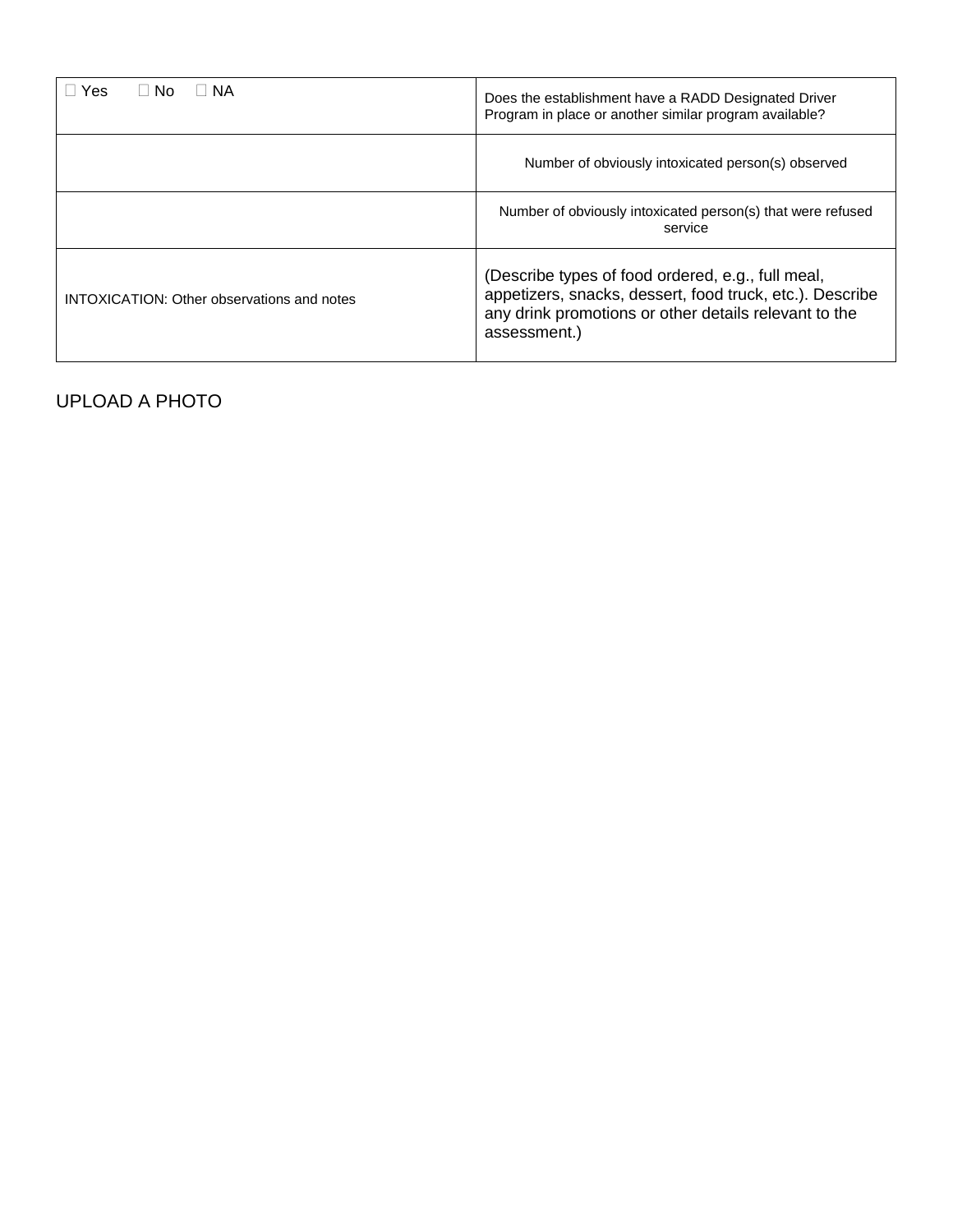| | |
|---|---|
| ☐ Yes ☐ No ☐ NA | Does the establishment have a RADD Designated Driver Program in place or another similar program available? |
| | Number of obviously intoxicated person(s) observed |
| | Number of obviously intoxicated person(s) that were refused service |
| INTOXICATION: Other observations and notes | (Describe types of food ordered, e.g., full meal, appetizers, snacks, dessert, food truck, etc.). Describe any drink promotions or other details relevant to the assessment.) |

UPLOAD A PHOTO